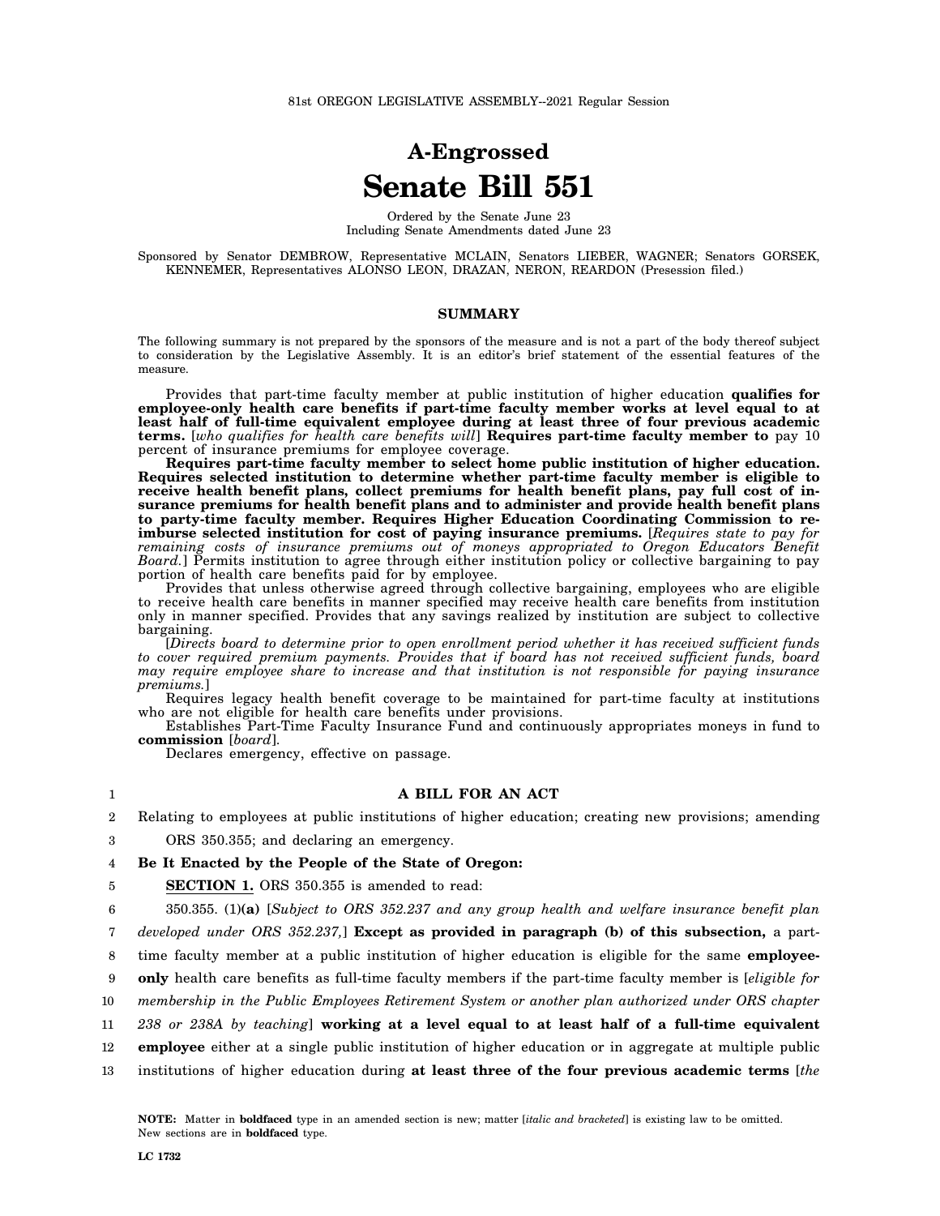81st OREGON LEGISLATIVE ASSEMBLY--2021 Regular Session

# A-Engrossed
# Senate Bill 551

Ordered by the Senate June 23
Including Senate Amendments dated June 23

Sponsored by Senator DEMBROW, Representative MCLAIN, Senators LIEBER, WAGNER; Senators GORSEK, KENNEMER, Representatives ALONSO LEON, DRAZAN, NERON, REARDON (Presession filed.)

## SUMMARY

The following summary is not prepared by the sponsors of the measure and is not a part of the body thereof subject to consideration by the Legislative Assembly. It is an editor's brief statement of the essential features of the measure.

Provides that part-time faculty member at public institution of higher education **qualifies for employee-only health care benefits if part-time faculty member works at level equal to at least half of full-time equivalent employee during at least three of four previous academic terms.** [*who qualifies for health care benefits will*] **Requires part-time faculty member to** pay 10 percent of insurance premiums for employee coverage.

**Requires part-time faculty member to select home public institution of higher education. Requires selected institution to determine whether part-time faculty member is eligible to receive health benefit plans, collect premiums for health benefit plans, pay full cost of insurance premiums for health benefit plans and to administer and provide health benefit plans to party-time faculty member. Requires Higher Education Coordinating Commission to reimburse selected institution for cost of paying insurance premiums.** [*Requires state to pay for remaining costs of insurance premiums out of moneys appropriated to Oregon Educators Benefit Board.*] Permits institution to agree through either institution policy or collective bargaining to pay portion of health care benefits paid for by employee.

Provides that unless otherwise agreed through collective bargaining, employees who are eligible to receive health care benefits in manner specified may receive health care benefits from institution only in manner specified. Provides that any savings realized by institution are subject to collective bargaining.

[*Directs board to determine prior to open enrollment period whether it has received sufficient funds to cover required premium payments. Provides that if board has not received sufficient funds, board may require employee share to increase and that institution is not responsible for paying insurance premiums.*]

Requires legacy health benefit coverage to be maintained for part-time faculty at institutions who are not eligible for health care benefits under provisions.

Establishes Part-Time Faculty Insurance Fund and continuously appropriates moneys in fund to **commission** [*board*].

Declares emergency, effective on passage.

1 **A BILL FOR AN ACT**

2 Relating to employees at public institutions of higher education; creating new provisions; amending

3 ORS 350.355; and declaring an emergency.

4 **Be It Enacted by the People of the State of Oregon:**

5 **SECTION 1.** ORS 350.355 is amended to read:

6 350.355. (1)**(a)** [*Subject to ORS 352.237 and any group health and welfare insurance benefit plan*

7 *developed under ORS 352.237,*] **Except as provided in paragraph (b) of this subsection,** a part-

8 time faculty member at a public institution of higher education is eligible for the same **employee-**

9 **only** health care benefits as full-time faculty members if the part-time faculty member is [*eligible for*

10 *membership in the Public Employees Retirement System or another plan authorized under ORS chapter*

11 *238 or 238A by teaching*] **working at a level equal to at least half of a full-time equivalent**

12 **employee** either at a single public institution of higher education or in aggregate at multiple public

13 institutions of higher education during **at least three of the four previous academic terms** [*the*

**NOTE:** Matter in **boldfaced** type in an amended section is new; matter [*italic and bracketed*] is existing law to be omitted. New sections are in **boldfaced** type.

LC 1732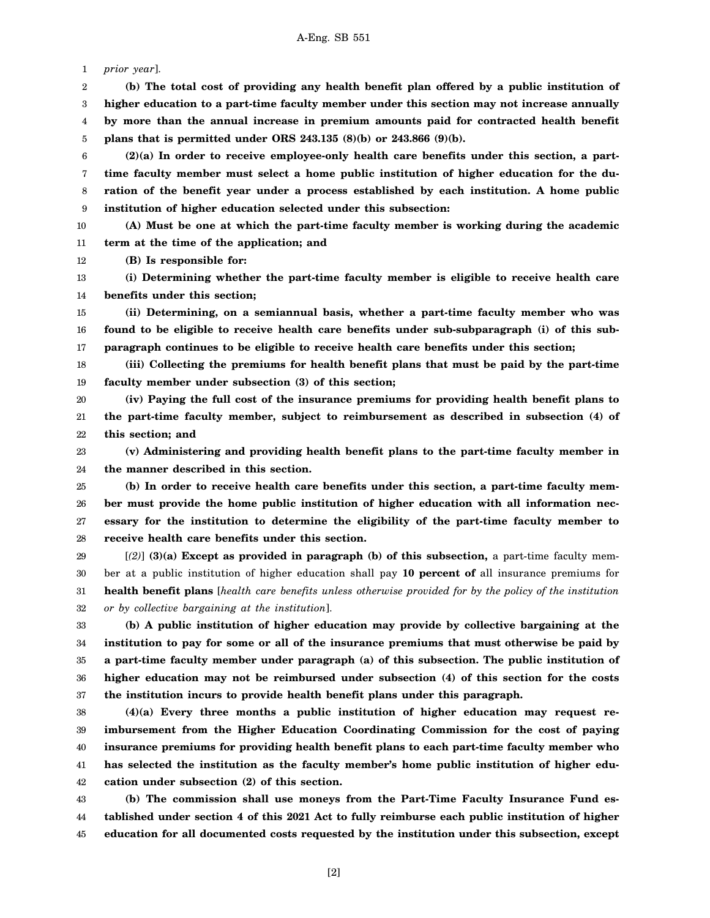*prior year*].

**(b) The total cost of providing any health benefit plan offered by a public institution of higher education to a part-time faculty member under this section may not increase annually by more than the annual increase in premium amounts paid for contracted health benefit plans that is permitted under ORS 243.135 (8)(b) or 243.866 (9)(b).**

**(2)(a) In order to receive employee-only health care benefits under this section, a part-time faculty member must select a home public institution of higher education for the duration of the benefit year under a process established by each institution. A home public institution of higher education selected under this subsection:**

**(A) Must be one at which the part-time faculty member is working during the academic term at the time of the application; and**

**(B) Is responsible for:**

**(i) Determining whether the part-time faculty member is eligible to receive health care benefits under this section;**

**(ii) Determining, on a semiannual basis, whether a part-time faculty member who was found to be eligible to receive health care benefits under sub-subparagraph (i) of this subparagraph continues to be eligible to receive health care benefits under this section;**

**(iii) Collecting the premiums for health benefit plans that must be paid by the part-time faculty member under subsection (3) of this section;**

**(iv) Paying the full cost of the insurance premiums for providing health benefit plans to the part-time faculty member, subject to reimbursement as described in subsection (4) of this section; and**

**(v) Administering and providing health benefit plans to the part-time faculty member in the manner described in this section.**

**(b) In order to receive health care benefits under this section, a part-time faculty member must provide the home public institution of higher education with all information necessary for the institution to determine the eligibility of the part-time faculty member to receive health care benefits under this section.**

[*(2)*] **(3)(a) Except as provided in paragraph (b) of this subsection,** a part-time faculty member at a public institution of higher education shall pay **10 percent of** all insurance premiums for **health benefit plans** [*health care benefits unless otherwise provided for by the policy of the institution or by collective bargaining at the institution*].

**(b) A public institution of higher education may provide by collective bargaining at the institution to pay for some or all of the insurance premiums that must otherwise be paid by a part-time faculty member under paragraph (a) of this subsection. The public institution of higher education may not be reimbursed under subsection (4) of this section for the costs the institution incurs to provide health benefit plans under this paragraph.**

**(4)(a) Every three months a public institution of higher education may request reimbursement from the Higher Education Coordinating Commission for the cost of paying insurance premiums for providing health benefit plans to each part-time faculty member who has selected the institution as the faculty member's home public institution of higher education under subsection (2) of this section.**

**(b) The commission shall use moneys from the Part-Time Faculty Insurance Fund established under section 4 of this 2021 Act to fully reimburse each public institution of higher education for all documented costs requested by the institution under this subsection, except**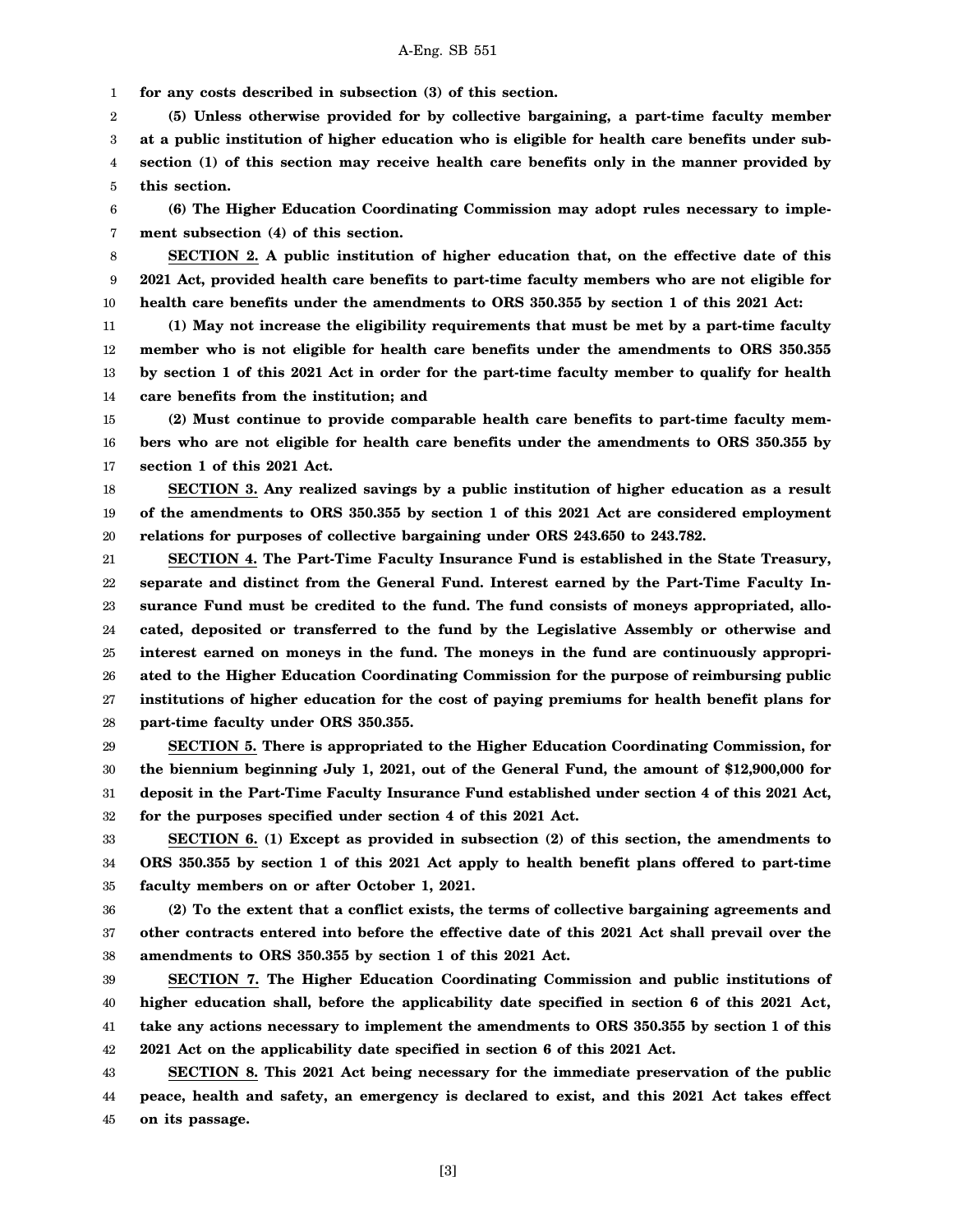**for any costs described in subsection (3) of this section.**

**(5) Unless otherwise provided for by collective bargaining, a part-time faculty member at a public institution of higher education who is eligible for health care benefits under subsection (1) of this section may receive health care benefits only in the manner provided by this section.**

**(6) The Higher Education Coordinating Commission may adopt rules necessary to implement subsection (4) of this section.**

**SECTION 2. A public institution of higher education that, on the effective date of this 2021 Act, provided health care benefits to part-time faculty members who are not eligible for health care benefits under the amendments to ORS 350.355 by section 1 of this 2021 Act:**

**(1) May not increase the eligibility requirements that must be met by a part-time faculty member who is not eligible for health care benefits under the amendments to ORS 350.355 by section 1 of this 2021 Act in order for the part-time faculty member to qualify for health care benefits from the institution; and**

**(2) Must continue to provide comparable health care benefits to part-time faculty members who are not eligible for health care benefits under the amendments to ORS 350.355 by section 1 of this 2021 Act.**

**SECTION 3. Any realized savings by a public institution of higher education as a result of the amendments to ORS 350.355 by section 1 of this 2021 Act are considered employment relations for purposes of collective bargaining under ORS 243.650 to 243.782.**

**SECTION 4. The Part-Time Faculty Insurance Fund is established in the State Treasury, separate and distinct from the General Fund. Interest earned by the Part-Time Faculty Insurance Fund must be credited to the fund. The fund consists of moneys appropriated, allocated, deposited or transferred to the fund by the Legislative Assembly or otherwise and interest earned on moneys in the fund. The moneys in the fund are continuously appropriated to the Higher Education Coordinating Commission for the purpose of reimbursing public institutions of higher education for the cost of paying premiums for health benefit plans for part-time faculty under ORS 350.355.**

**SECTION 5. There is appropriated to the Higher Education Coordinating Commission, for the biennium beginning July 1, 2021, out of the General Fund, the amount of $12,900,000 for deposit in the Part-Time Faculty Insurance Fund established under section 4 of this 2021 Act, for the purposes specified under section 4 of this 2021 Act.**

**SECTION 6. (1) Except as provided in subsection (2) of this section, the amendments to ORS 350.355 by section 1 of this 2021 Act apply to health benefit plans offered to part-time faculty members on or after October 1, 2021.**

**(2) To the extent that a conflict exists, the terms of collective bargaining agreements and other contracts entered into before the effective date of this 2021 Act shall prevail over the amendments to ORS 350.355 by section 1 of this 2021 Act.**

**SECTION 7. The Higher Education Coordinating Commission and public institutions of higher education shall, before the applicability date specified in section 6 of this 2021 Act, take any actions necessary to implement the amendments to ORS 350.355 by section 1 of this 2021 Act on the applicability date specified in section 6 of this 2021 Act.**

**SECTION 8. This 2021 Act being necessary for the immediate preservation of the public peace, health and safety, an emergency is declared to exist, and this 2021 Act takes effect on its passage.**